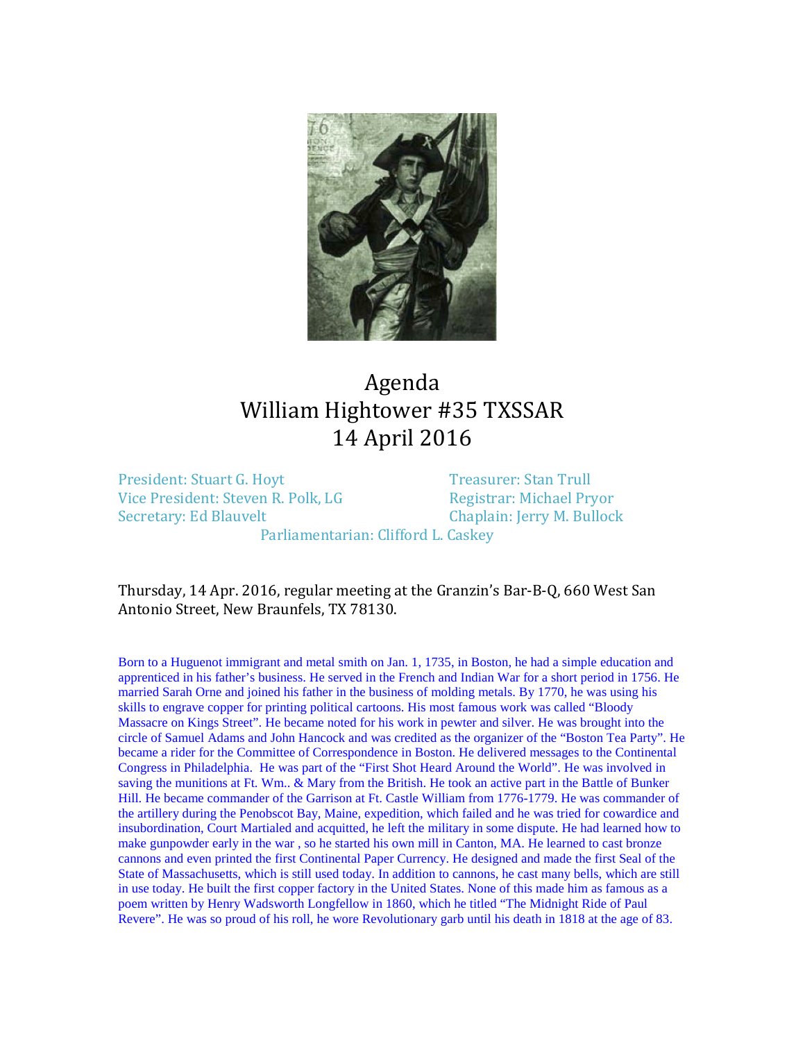# Agenda
# William Hightower #35 TXSSAR
# 14 April 2016

President: Stuart G. Hoyt
Vice President: Steven R. Polk, LG
Secretary: Ed Blauvelt
Treasurer: Stan Trull
Registrar: Michael Pryor
Chaplain: Jerry M. Bullock
Parliamentarian: Clifford L. Caskey

Thursday, 14 Apr. 2016, regular meeting at the Granzin's Bar-B-Q, 660 West San Antonio Street, New Braunfels, TX 78130.

Born to a Huguenot immigrant and metal smith on Jan. 1, 1735, in Boston, he had a simple education and apprenticed in his father's business. He served in the French and Indian War for a short period in 1756. He married Sarah Orne and joined his father in the business of molding metals. By 1770, he was using his skills to engrave copper for printing political cartoons. His most famous work was called "Bloody Massacre on Kings Street". He became noted for his work in pewter and silver. He was brought into the circle of Samuel Adams and John Hancock and was credited as the organizer of the "Boston Tea Party". He became a rider for the Committee of Correspondence in Boston. He delivered messages to the Continental Congress in Philadelphia. He was part of the "First Shot Heard Around the World". He was involved in saving the munitions at Ft. Wm.. & Mary from the British. He took an active part in the Battle of Bunker Hill. He became commander of the Garrison at Ft. Castle William from 1776-1779. He was commander of the artillery during the Penobscot Bay, Maine, expedition, which failed and he was tried for cowardice and insubordination, Court Martialed and acquitted, he left the military in some dispute. He had learned how to make gunpowder early in the war , so he started his own mill in Canton, MA. He learned to cast bronze cannons and even printed the first Continental Paper Currency. He designed and made the first Seal of the State of Massachusetts, which is still used today. In addition to cannons, he cast many bells, which are still in use today. He built the first copper factory in the United States. None of this made him as famous as a poem written by Henry Wadsworth Longfellow in 1860, which he titled "The Midnight Ride of Paul Revere". He was so proud of his roll, he wore Revolutionary garb until his death in 1818 at the age of 83.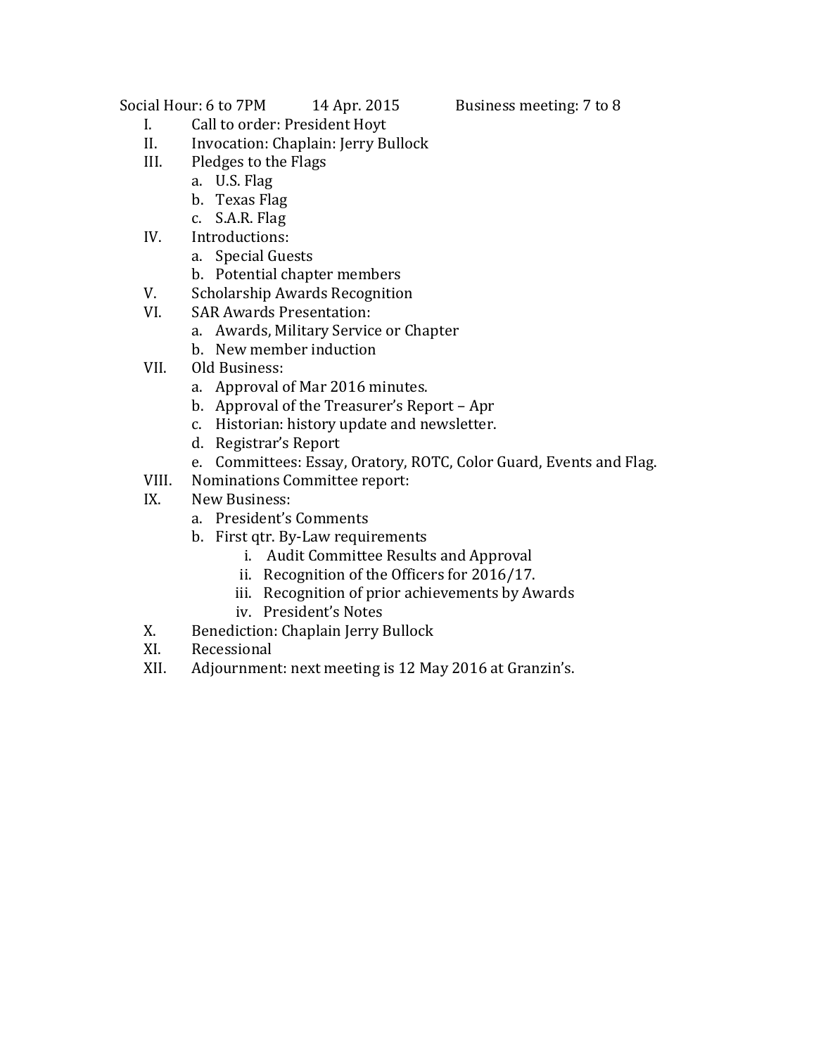Social Hour: 6 to 7PM 14 Apr. 2015 Business meeting: 7 to 8

I. Call to order: President Hoyt
II. Invocation: Chaplain: Jerry Bullock
III. Pledges to the Flags
   a. U.S. Flag
   b. Texas Flag
   c. S.A.R. Flag
IV. Introductions:
   a. Special Guests
   b. Potential chapter members
V. Scholarship Awards Recognition
VI. SAR Awards Presentation:
   a. Awards, Military Service or Chapter
   b. New member induction
VII. Old Business:
   a. Approval of Mar 2016 minutes.
   b. Approval of the Treasurer's Report – Apr
   c. Historian: history update and newsletter.
   d. Registrar's Report
   e. Committees: Essay, Oratory, ROTC, Color Guard, Events and Flag.
VIII. Nominations Committee report:
IX. New Business:
   a. President's Comments
   b. First qtr. By-Law requirements
      i. Audit Committee Results and Approval
      ii. Recognition of the Officers for 2016/17.
      iii. Recognition of prior achievements by Awards
      iv. President's Notes
X. Benediction: Chaplain Jerry Bullock
XI. Recessional
XII. Adjournment: next meeting is 12 May 2016 at Granzin's.